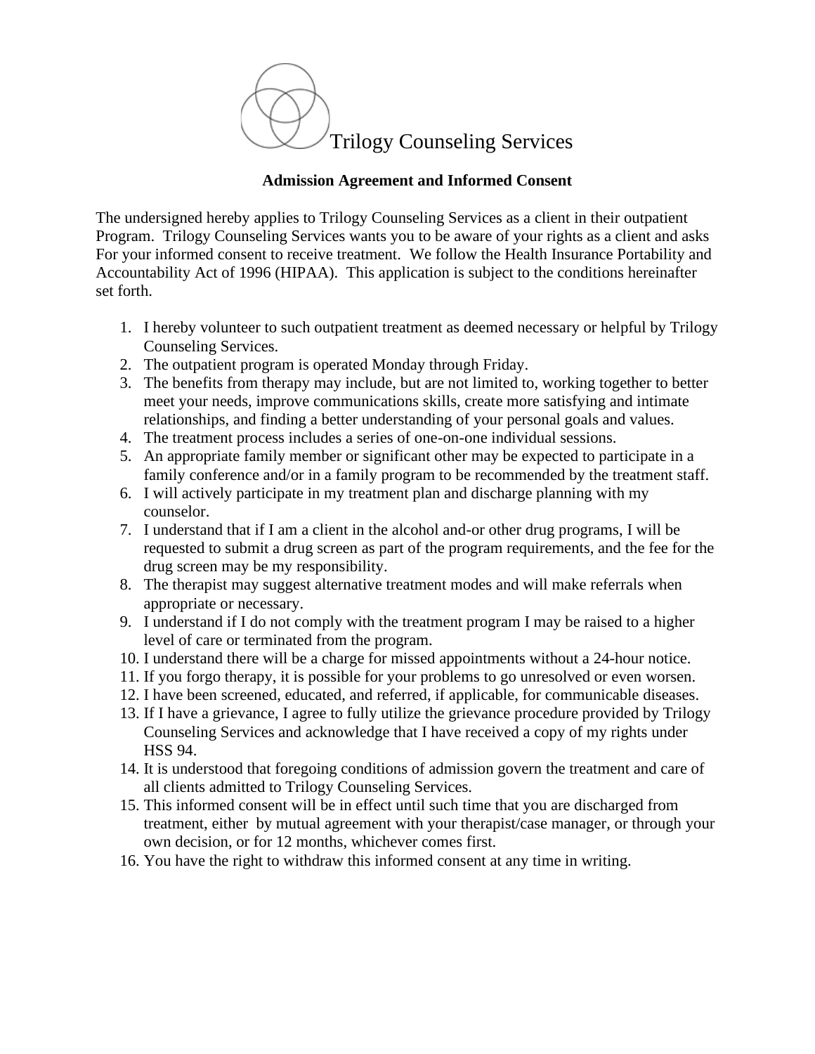# Trilogy Counseling Services

## Admission Agreement and Informed Consent

The undersigned hereby applies to Trilogy Counseling Services as a client in their outpatient Program. Trilogy Counseling Services wants you to be aware of your rights as a client and asks For your informed consent to receive treatment. We follow the Health Insurance Portability and Accountability Act of 1996 (HIPAA). This application is subject to the conditions hereinafter set forth.

1. I hereby volunteer to such outpatient treatment as deemed necessary or helpful by Trilogy Counseling Services.
2. The outpatient program is operated Monday through Friday.
3. The benefits from therapy may include, but are not limited to, working together to better meet your needs, improve communications skills, create more satisfying and intimate relationships, and finding a better understanding of your personal goals and values.
4. The treatment process includes a series of one-on-one individual sessions.
5. An appropriate family member or significant other may be expected to participate in a family conference and/or in a family program to be recommended by the treatment staff.
6. I will actively participate in my treatment plan and discharge planning with my counselor.
7. I understand that if I am a client in the alcohol and-or other drug programs, I will be requested to submit a drug screen as part of the program requirements, and the fee for the drug screen may be my responsibility.
8. The therapist may suggest alternative treatment modes and will make referrals when appropriate or necessary.
9. I understand if I do not comply with the treatment program I may be raised to a higher level of care or terminated from the program.
10. I understand there will be a charge for missed appointments without a 24-hour notice.
11. If you forgo therapy, it is possible for your problems to go unresolved or even worsen.
12. I have been screened, educated, and referred, if applicable, for communicable diseases.
13. If I have a grievance, I agree to fully utilize the grievance procedure provided by Trilogy Counseling Services and acknowledge that I have received a copy of my rights under HSS 94.
14. It is understood that foregoing conditions of admission govern the treatment and care of all clients admitted to Trilogy Counseling Services.
15. This informed consent will be in effect until such time that you are discharged from treatment, either by mutual agreement with your therapist/case manager, or through your own decision, or for 12 months, whichever comes first.
16. You have the right to withdraw this informed consent at any time in writing.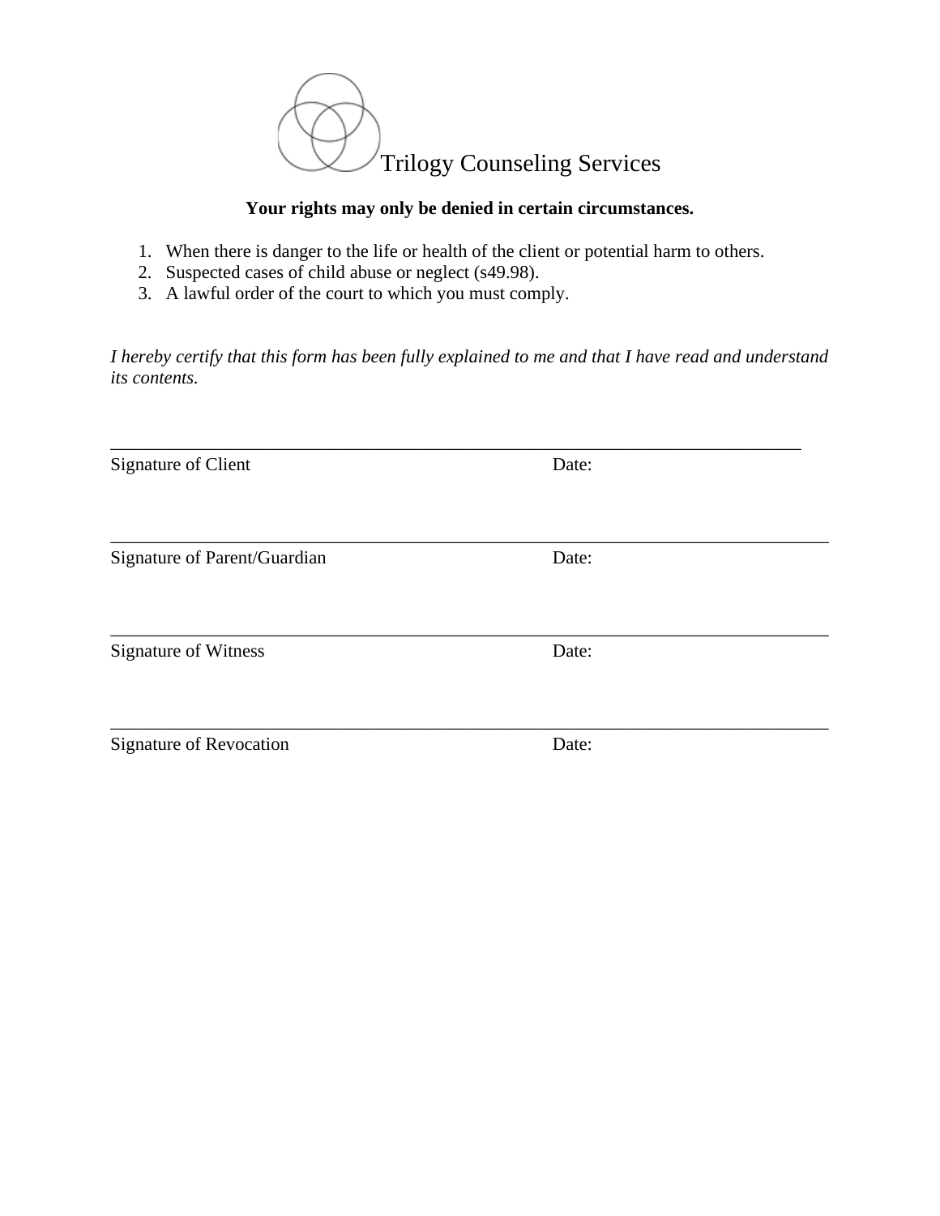Trilogy Counseling Services

**Your rights may only be denied in certain circumstances.**

1. When there is danger to the life or health of the client or potential harm to others.
2. Suspected cases of child abuse or neglect (s49.98).
3. A lawful order of the court to which you must comply.

*I hereby certify that this form has been fully explained to me and that I have read and understand its contents.*

\_\_\_\_\_\_\_\_\_\_\_\_\_\_\_\_\_\_\_\_\_\_\_\_\_\_\_\_\_\_\_\_\_\_\_\_\_\_\_\_\_\_\_\_\_\_\_\_\_\_\_\_\_\_\_\_\_\_\_\_\_\_\_\_\_\_\_\_\_\_\_\_\_\_\_\_

Signature of Client Date:

\_\_\_\_\_\_\_\_\_\_\_\_\_\_\_\_\_\_\_\_\_\_\_\_\_\_\_\_\_\_\_\_\_\_\_\_\_\_\_\_\_\_\_\_\_\_\_\_\_\_\_\_\_\_\_\_\_\_\_\_\_\_\_\_\_\_\_\_\_\_\_\_\_\_\_\_

Signature of Parent/Guardian Date:

\_\_\_\_\_\_\_\_\_\_\_\_\_\_\_\_\_\_\_\_\_\_\_\_\_\_\_\_\_\_\_\_\_\_\_\_\_\_\_\_\_\_\_\_\_\_\_\_\_\_\_\_\_\_\_\_\_\_\_\_\_\_\_\_\_\_\_\_\_\_\_\_\_\_\_\_

Signature of Witness Date:

\_\_\_\_\_\_\_\_\_\_\_\_\_\_\_\_\_\_\_\_\_\_\_\_\_\_\_\_\_\_\_\_\_\_\_\_\_\_\_\_\_\_\_\_\_\_\_\_\_\_\_\_\_\_\_\_\_\_\_\_\_\_\_\_\_\_\_\_\_\_\_\_\_\_\_\_

Signature of Revocation Date: